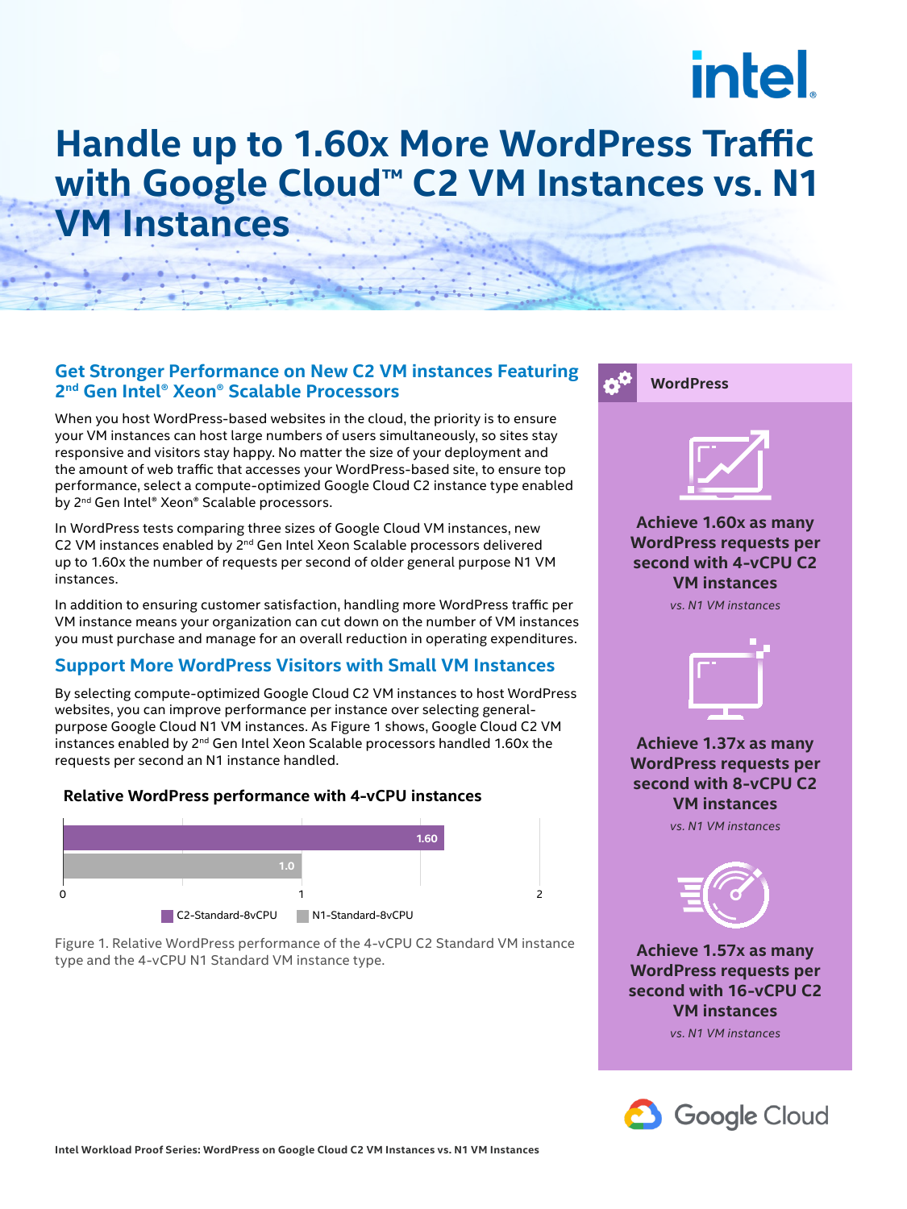# Handle up to 1.60x More WordPress Traffic with Google Cloud™ C2 VM Instances vs. N1 VM Instances

## Get Stronger Performance on New C2 VM instances Featuring 2nd Gen Intel® Xeon® Scalable Processors

When you host WordPress-based websites in the cloud, the priority is to ensure your VM instances can host large numbers of users simultaneously, so sites stay responsive and visitors stay happy. No matter the size of your deployment and the amount of web traffic that accesses your WordPress-based site, to ensure top performance, select a compute-optimized Google Cloud C2 instance type enabled by 2nd Gen Intel® Xeon® Scalable processors.

In WordPress tests comparing three sizes of Google Cloud VM instances, new C2 VM instances enabled by 2nd Gen Intel Xeon Scalable processors delivered up to 1.60x the number of requests per second of older general purpose N1 VM instances.

In addition to ensuring customer satisfaction, handling more WordPress traffic per VM instance means your organization can cut down on the number of VM instances you must purchase and manage for an overall reduction in operating expenditures.

## Support More WordPress Visitors with Small VM Instances

By selecting compute-optimized Google Cloud C2 VM instances to host WordPress websites, you can improve performance per instance over selecting general-purpose Google Cloud N1 VM instances. As Figure 1 shows, Google Cloud C2 VM instances enabled by 2nd Gen Intel Xeon Scalable processors handled 1.60x the requests per second an N1 instance handled.

### Relative WordPress performance with 4-vCPU instances

1.60

1.0

0

1

2

C2-Standard-8vCPU

N1-Standard-8vCPU

Figure 1. Relative WordPress performance of the 4-vCPU C2 Standard VM instance type and the 4-vCPU N1 Standard VM instance type.

### WordPress

**Achieve 1.60x as many WordPress requests per second with 4-vCPU C2 VM instances**

*vs. N1 VM instances*

**Achieve 1.37x as many WordPress requests per second with 8-vCPU C2 VM instances**

*vs. N1 VM instances*

**Achieve 1.57x as many WordPress requests per second with 16-vCPU C2 VM instances**

*vs. N1 VM instances*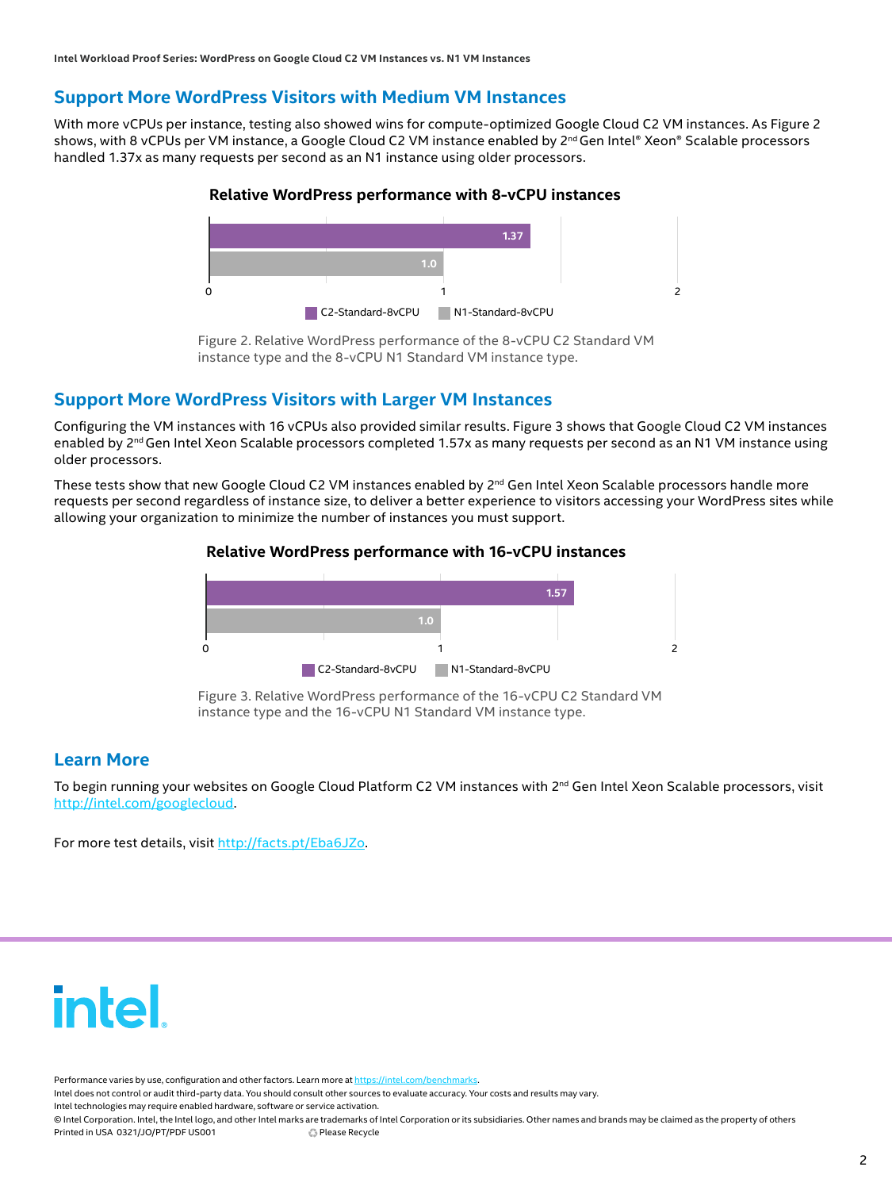## Support More WordPress Visitors with Medium VM Instances

With more vCPUs per instance, testing also showed wins for compute-optimized Google Cloud C2 VM instances. As Figure 2 shows, with 8 vCPUs per VM instance, a Google Cloud C2 VM instance enabled by 2nd Gen Intel® Xeon® Scalable processors handled 1.37x as many requests per second as an N1 instance using older processors.

**Relative WordPress performance with 8-vCPU instances**

1.37

1.0

0

1

2

C2-Standard-8vCPU

N1-Standard-8vCPU

Figure 2. Relative WordPress performance of the 8-vCPU C2 Standard VM instance type and the 8-vCPU N1 Standard VM instance type.

## Support More WordPress Visitors with Larger VM Instances

Configuring the VM instances with 16 vCPUs also provided similar results. Figure 3 shows that Google Cloud C2 VM instances enabled by 2nd Gen Intel Xeon Scalable processors completed 1.57x as many requests per second as an N1 VM instance using older processors.

These tests show that new Google Cloud C2 VM instances enabled by 2nd Gen Intel Xeon Scalable processors handle more requests per second regardless of instance size, to deliver a better experience to visitors accessing your WordPress sites while allowing your organization to minimize the number of instances you must support.

**Relative WordPress performance with 16-vCPU instances**

1.57

1.0

0

1

2

C2-Standard-8vCPU

N1-Standard-8vCPU

Figure 3. Relative WordPress performance of the 16-vCPU C2 Standard VM instance type and the 16-vCPU N1 Standard VM instance type.

## Learn More

To begin running your websites on Google Cloud Platform C2 VM instances with 2nd Gen Intel Xeon Scalable processors, visit http://intel.com/googlecloud.

For more test details, visit http://facts.pt/Eba6JZo.

intel.

Performance varies by use, configuration and other factors. Learn more at https://intel.com/benchmarks.

Intel does not control or audit third-party data. You should consult other sources to evaluate accuracy. Your costs and results may vary.

Intel technologies may require enabled hardware, software or service activation.

© Intel Corporation. Intel, the Intel logo, and other Intel marks are trademarks of Intel Corporation or its subsidiaries. Other names and brands may be claimed as the property of others

Printed in USA 0321/JO/PT/PDF US001 Please Recycle